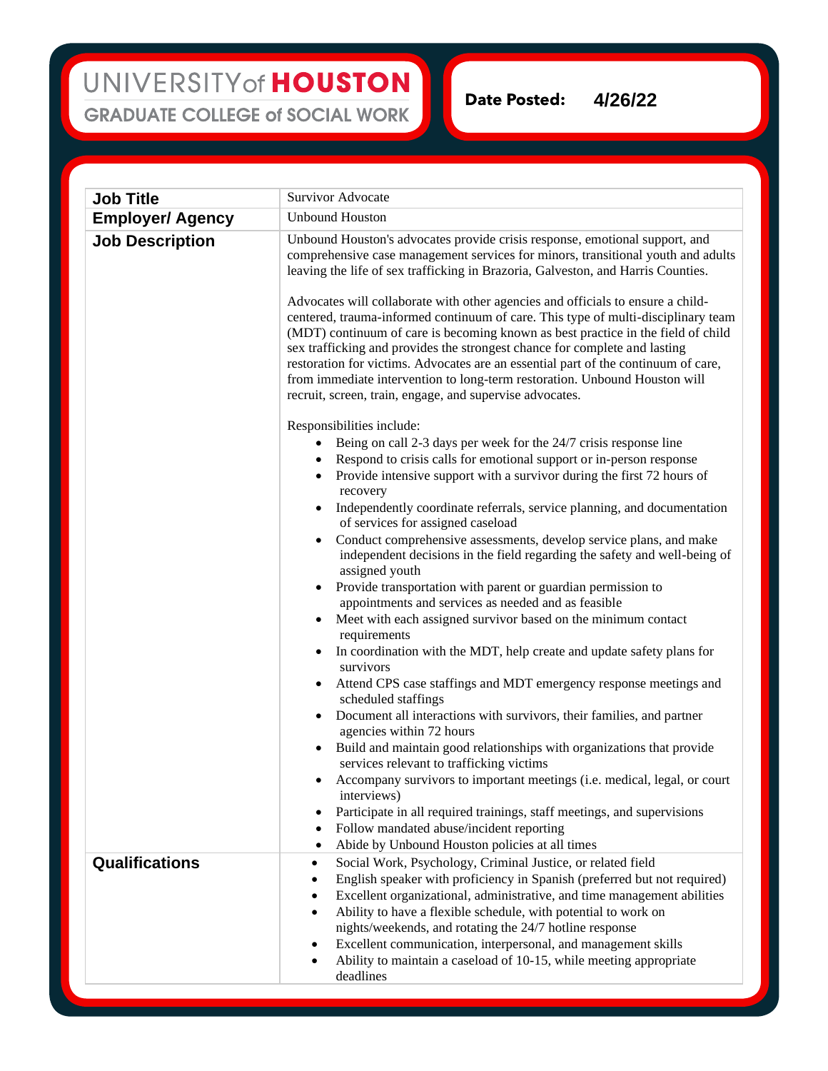UNIVERSITY of **HOUSTON**
GRADUATE COLLEGE of SOCIAL WORK

**Date Posted:** 4/26/22

| **Job Title** | Survivor Advocate |
|---|---|
| **Employer/ Agency** | Unbound Houston |
| **Job Description** | Unbound Houston's advocates provide crisis response, emotional support, and comprehensive case management services for minors, transitional youth and adults leaving the life of sex trafficking in Brazoria, Galveston, and Harris Counties.<br><br>Advocates will collaborate with other agencies and officials to ensure a child-centered, trauma-informed continuum of care. This type of multi-disciplinary team (MDT) continuum of care is becoming known as best practice in the field of child sex trafficking and provides the strongest chance for complete and lasting restoration for victims. Advocates are an essential part of the continuum of care, from immediate intervention to long-term restoration. Unbound Houston will recruit, screen, train, engage, and supervise advocates.<br><br>Responsibilities include:<br>• Being on call 2-3 days per week for the 24/7 crisis response line<br>• Respond to crisis calls for emotional support or in-person response<br>• Provide intensive support with a survivor during the first 72 hours of recovery<br>• Independently coordinate referrals, service planning, and documentation of services for assigned caseload<br>• Conduct comprehensive assessments, develop service plans, and make independent decisions in the field regarding the safety and well-being of assigned youth<br>• Provide transportation with parent or guardian permission to appointments and services as needed and as feasible<br>• Meet with each assigned survivor based on the minimum contact requirements<br>• In coordination with the MDT, help create and update safety plans for survivors<br>• Attend CPS case staffings and MDT emergency response meetings and scheduled staffings<br>• Document all interactions with survivors, their families, and partner agencies within 72 hours<br>• Build and maintain good relationships with organizations that provide services relevant to trafficking victims<br>• Accompany survivors to important meetings (i.e. medical, legal, or court interviews)<br>• Participate in all required trainings, staff meetings, and supervisions<br>• Follow mandated abuse/incident reporting<br>• Abide by Unbound Houston policies at all times |
| **Qualifications** | • Social Work, Psychology, Criminal Justice, or related field<br>• English speaker with proficiency in Spanish (preferred but not required)<br>• Excellent organizational, administrative, and time management abilities<br>• Ability to have a flexible schedule, with potential to work on nights/weekends, and rotating the 24/7 hotline response<br>• Excellent communication, interpersonal, and management skills<br>• Ability to maintain a caseload of 10-15, while meeting appropriate deadlines |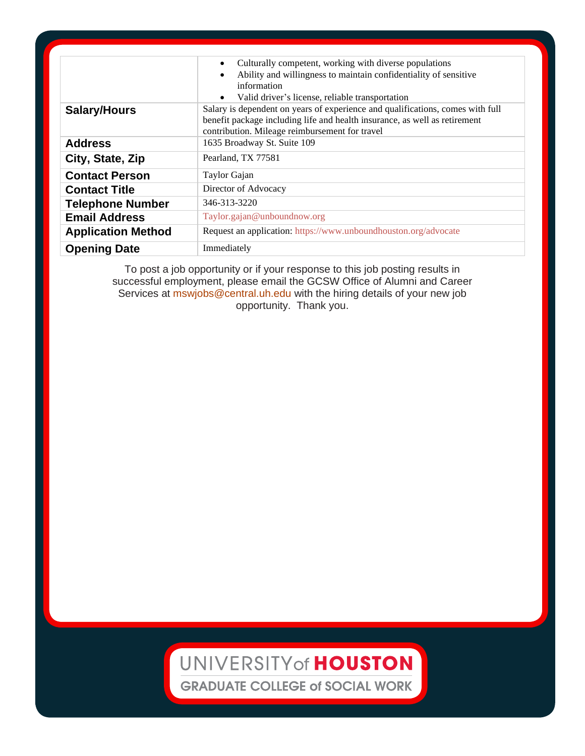| | |
|---|---|
| | • Culturally competent, working with diverse populations<br>• Ability and willingness to maintain confidentiality of sensitive information<br>• Valid driver's license, reliable transportation |
| **Salary/Hours** | Salary is dependent on years of experience and qualifications, comes with full benefit package including life and health insurance, as well as retirement contribution. Mileage reimbursement for travel |
| **Address** | 1635 Broadway St. Suite 109 |
| **City, State, Zip** | Pearland, TX 77581 |
| **Contact Person** | Taylor Gajan |
| **Contact Title** | Director of Advocacy |
| **Telephone Number** | 346-313-3220 |
| **Email Address** | Taylor.gajan@unboundnow.org |
| **Application Method** | Request an application: https://www.unboundhouston.org/advocate |
| **Opening Date** | Immediately |

To post a job opportunity or if your response to this job posting results in successful employment, please email the GCSW Office of Alumni and Career Services at mswjobs@central.uh.edu with the hiring details of your new job opportunity. Thank you.

UNIVERSITY of HOUSTON
GRADUATE COLLEGE of SOCIAL WORK